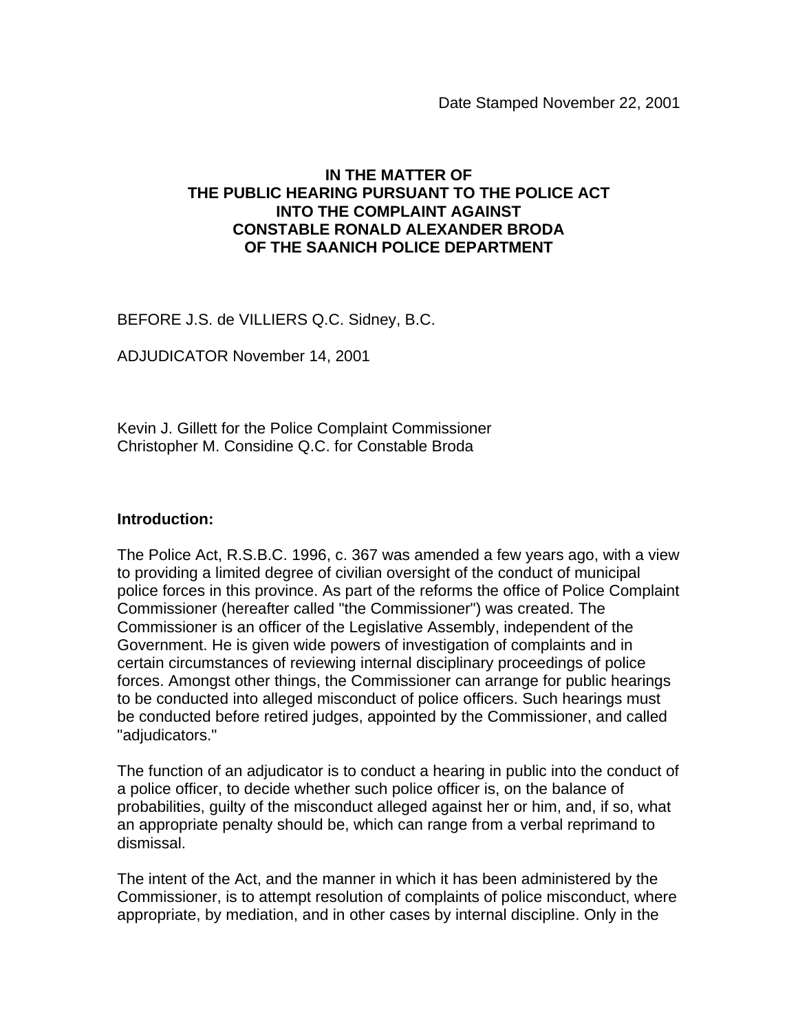Date Stamped November 22, 2001

**IN THE MATTER OF**
**THE PUBLIC HEARING PURSUANT TO THE POLICE ACT**
**INTO THE COMPLAINT AGAINST**
**CONSTABLE RONALD ALEXANDER BRODA**
**OF THE SAANICH POLICE DEPARTMENT**

BEFORE J.S. de VILLIERS Q.C. Sidney, B.C.

ADJUDICATOR November 14, 2001

Kevin J. Gillett for the Police Complaint Commissioner
Christopher M. Considine Q.C. for Constable Broda

**Introduction:**

The Police Act, R.S.B.C. 1996, c. 367 was amended a few years ago, with a view to providing a limited degree of civilian oversight of the conduct of municipal police forces in this province. As part of the reforms the office of Police Complaint Commissioner (hereafter called "the Commissioner") was created. The Commissioner is an officer of the Legislative Assembly, independent of the Government. He is given wide powers of investigation of complaints and in certain circumstances of reviewing internal disciplinary proceedings of police forces. Amongst other things, the Commissioner can arrange for public hearings to be conducted into alleged misconduct of police officers. Such hearings must be conducted before retired judges, appointed by the Commissioner, and called "adjudicators."

The function of an adjudicator is to conduct a hearing in public into the conduct of a police officer, to decide whether such police officer is, on the balance of probabilities, guilty of the misconduct alleged against her or him, and, if so, what an appropriate penalty should be, which can range from a verbal reprimand to dismissal.

The intent of the Act, and the manner in which it has been administered by the Commissioner, is to attempt resolution of complaints of police misconduct, where appropriate, by mediation, and in other cases by internal discipline. Only in the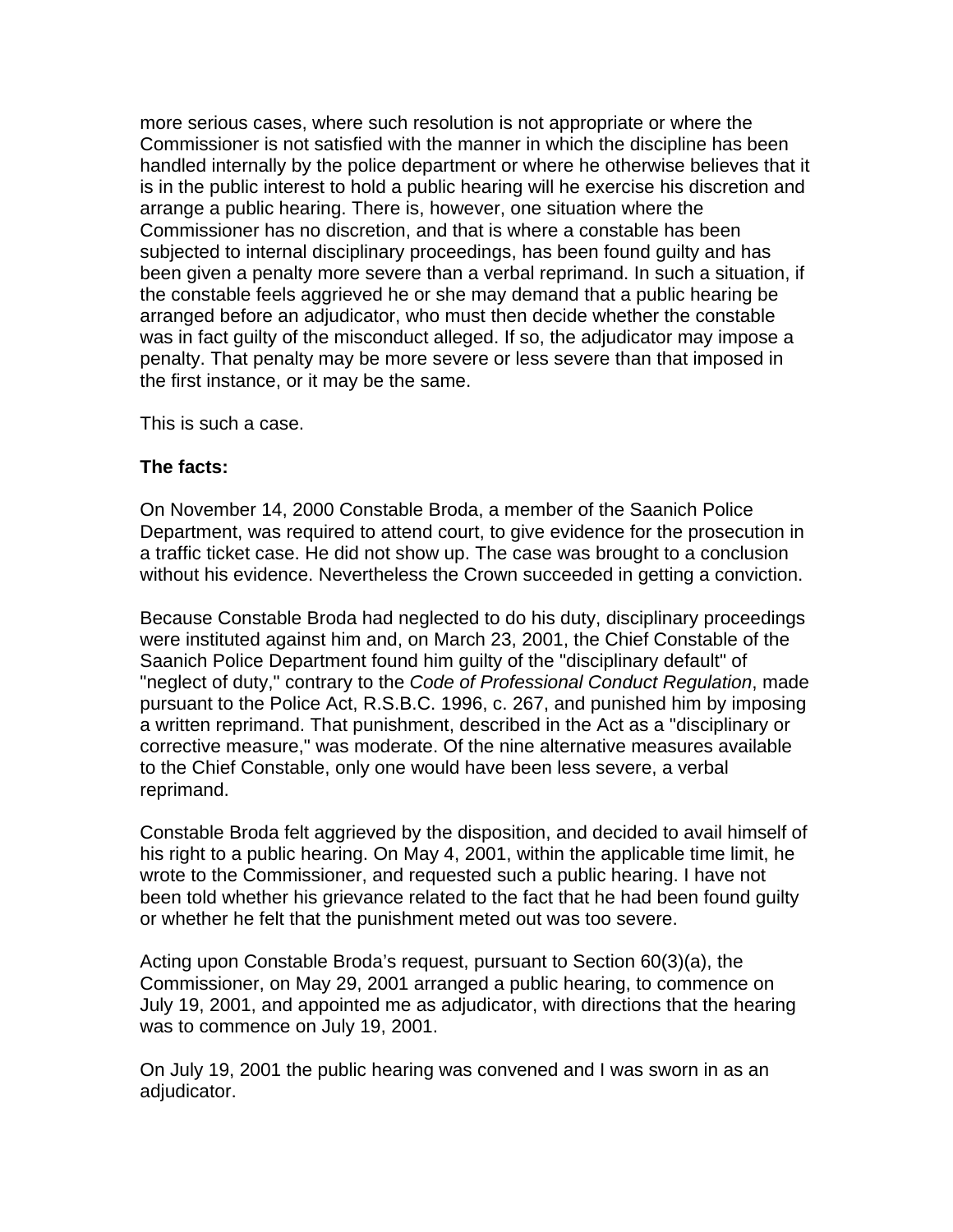more serious cases, where such resolution is not appropriate or where the Commissioner is not satisfied with the manner in which the discipline has been handled internally by the police department or where he otherwise believes that it is in the public interest to hold a public hearing will he exercise his discretion and arrange a public hearing. There is, however, one situation where the Commissioner has no discretion, and that is where a constable has been subjected to internal disciplinary proceedings, has been found guilty and has been given a penalty more severe than a verbal reprimand. In such a situation, if the constable feels aggrieved he or she may demand that a public hearing be arranged before an adjudicator, who must then decide whether the constable was in fact guilty of the misconduct alleged. If so, the adjudicator may impose a penalty. That penalty may be more severe or less severe than that imposed in the first instance, or it may be the same.

This is such a case.

**The facts:**

On November 14, 2000 Constable Broda, a member of the Saanich Police Department, was required to attend court, to give evidence for the prosecution in a traffic ticket case. He did not show up. The case was brought to a conclusion without his evidence. Nevertheless the Crown succeeded in getting a conviction.

Because Constable Broda had neglected to do his duty, disciplinary proceedings were instituted against him and, on March 23, 2001, the Chief Constable of the Saanich Police Department found him guilty of the "disciplinary default" of "neglect of duty," contrary to the *Code of Professional Conduct Regulation*, made pursuant to the Police Act, R.S.B.C. 1996, c. 267, and punished him by imposing a written reprimand. That punishment, described in the Act as a "disciplinary or corrective measure," was moderate. Of the nine alternative measures available to the Chief Constable, only one would have been less severe, a verbal reprimand.

Constable Broda felt aggrieved by the disposition, and decided to avail himself of his right to a public hearing. On May 4, 2001, within the applicable time limit, he wrote to the Commissioner, and requested such a public hearing. I have not been told whether his grievance related to the fact that he had been found guilty or whether he felt that the punishment meted out was too severe.

Acting upon Constable Broda's request, pursuant to Section 60(3)(a), the Commissioner, on May 29, 2001 arranged a public hearing, to commence on July 19, 2001, and appointed me as adjudicator, with directions that the hearing was to commence on July 19, 2001.

On July 19, 2001 the public hearing was convened and I was sworn in as an adjudicator.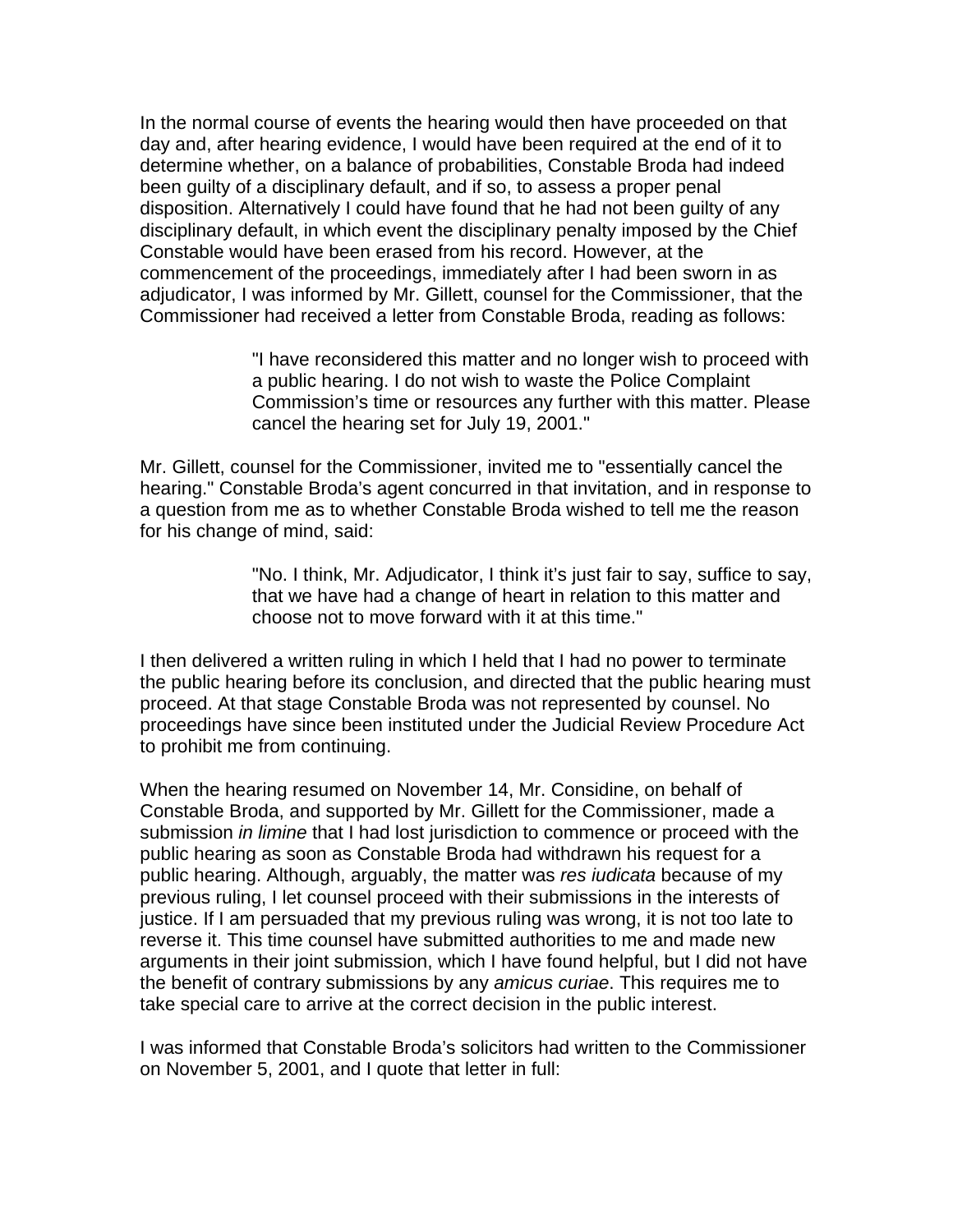In the normal course of events the hearing would then have proceeded on that day and, after hearing evidence, I would have been required at the end of it to determine whether, on a balance of probabilities, Constable Broda had indeed been guilty of a disciplinary default, and if so, to assess a proper penal disposition. Alternatively I could have found that he had not been guilty of any disciplinary default, in which event the disciplinary penalty imposed by the Chief Constable would have been erased from his record. However, at the commencement of the proceedings, immediately after I had been sworn in as adjudicator, I was informed by Mr. Gillett, counsel for the Commissioner, that the Commissioner had received a letter from Constable Broda, reading as follows:

> "I have reconsidered this matter and no longer wish to proceed with a public hearing. I do not wish to waste the Police Complaint Commission's time or resources any further with this matter. Please cancel the hearing set for July 19, 2001."

Mr. Gillett, counsel for the Commissioner, invited me to "essentially cancel the hearing." Constable Broda's agent concurred in that invitation, and in response to a question from me as to whether Constable Broda wished to tell me the reason for his change of mind, said:

> "No. I think, Mr. Adjudicator, I think it's just fair to say, suffice to say, that we have had a change of heart in relation to this matter and choose not to move forward with it at this time."

I then delivered a written ruling in which I held that I had no power to terminate the public hearing before its conclusion, and directed that the public hearing must proceed. At that stage Constable Broda was not represented by counsel. No proceedings have since been instituted under the Judicial Review Procedure Act to prohibit me from continuing.

When the hearing resumed on November 14, Mr. Considine, on behalf of Constable Broda, and supported by Mr. Gillett for the Commissioner, made a submission *in limine* that I had lost jurisdiction to commence or proceed with the public hearing as soon as Constable Broda had withdrawn his request for a public hearing. Although, arguably, the matter was *res iudicata* because of my previous ruling, I let counsel proceed with their submissions in the interests of justice. If I am persuaded that my previous ruling was wrong, it is not too late to reverse it. This time counsel have submitted authorities to me and made new arguments in their joint submission, which I have found helpful, but I did not have the benefit of contrary submissions by any *amicus curiae*. This requires me to take special care to arrive at the correct decision in the public interest.

I was informed that Constable Broda's solicitors had written to the Commissioner on November 5, 2001, and I quote that letter in full: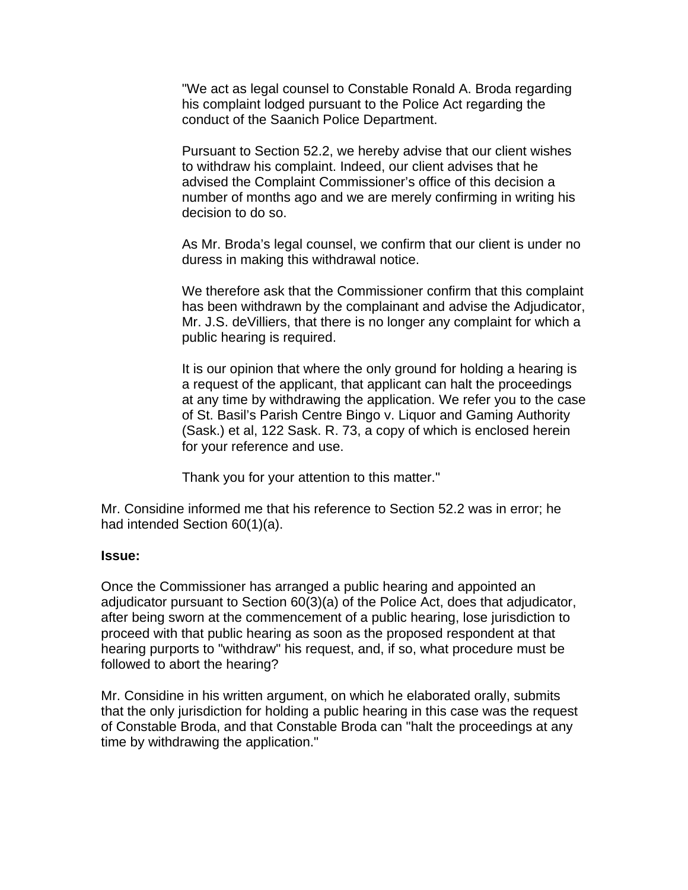> "We act as legal counsel to Constable Ronald A. Broda regarding his complaint lodged pursuant to the Police Act regarding the conduct of the Saanich Police Department.
>
> Pursuant to Section 52.2, we hereby advise that our client wishes to withdraw his complaint. Indeed, our client advises that he advised the Complaint Commissioner's office of this decision a number of months ago and we are merely confirming in writing his decision to do so.
>
> As Mr. Broda's legal counsel, we confirm that our client is under no duress in making this withdrawal notice.
>
> We therefore ask that the Commissioner confirm that this complaint has been withdrawn by the complainant and advise the Adjudicator, Mr. J.S. deVilliers, that there is no longer any complaint for which a public hearing is required.
>
> It is our opinion that where the only ground for holding a hearing is a request of the applicant, that applicant can halt the proceedings at any time by withdrawing the application. We refer you to the case of St. Basil's Parish Centre Bingo v. Liquor and Gaming Authority (Sask.) et al, 122 Sask. R. 73, a copy of which is enclosed herein for your reference and use.
>
> Thank you for your attention to this matter."

Mr. Considine informed me that his reference to Section 52.2 was in error; he had intended Section 60(1)(a).

**Issue:**

Once the Commissioner has arranged a public hearing and appointed an adjudicator pursuant to Section 60(3)(a) of the Police Act, does that adjudicator, after being sworn at the commencement of a public hearing, lose jurisdiction to proceed with that public hearing as soon as the proposed respondent at that hearing purports to "withdraw" his request, and, if so, what procedure must be followed to abort the hearing?

Mr. Considine in his written argument, on which he elaborated orally, submits that the only jurisdiction for holding a public hearing in this case was the request of Constable Broda, and that Constable Broda can "halt the proceedings at any time by withdrawing the application."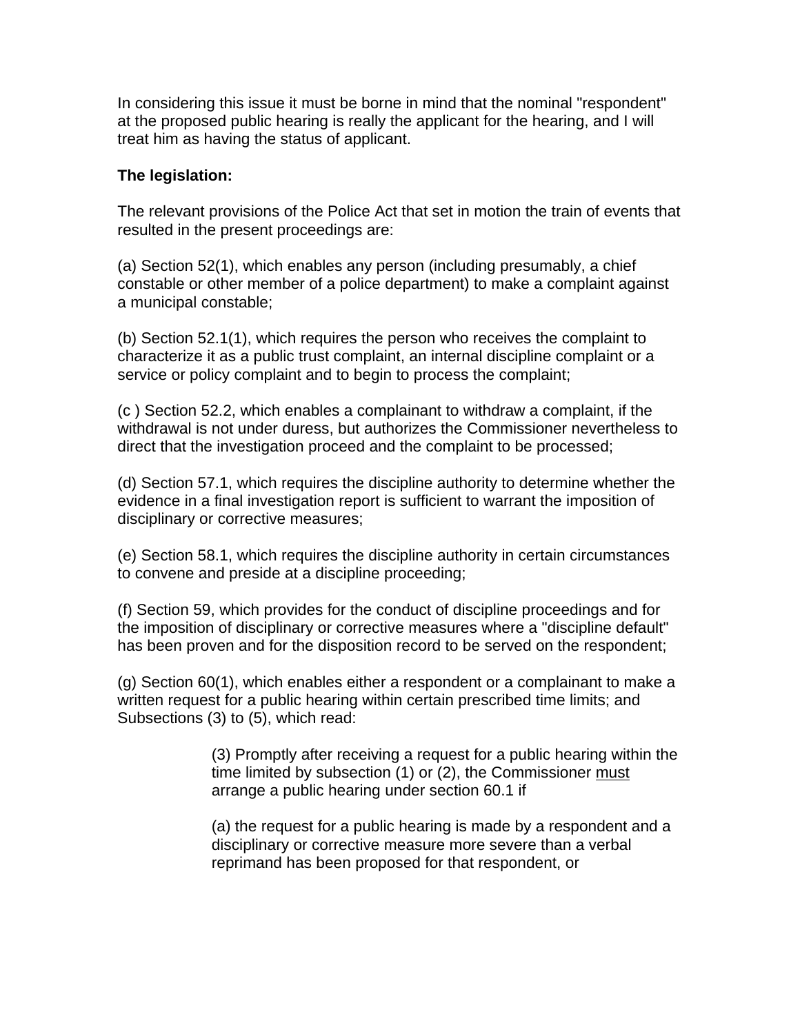In considering this issue it must be borne in mind that the nominal "respondent" at the proposed public hearing is really the applicant for the hearing, and I will treat him as having the status of applicant.

**The legislation:**

The relevant provisions of the Police Act that set in motion the train of events that resulted in the present proceedings are:

(a) Section 52(1), which enables any person (including presumably, a chief constable or other member of a police department) to make a complaint against a municipal constable;

(b) Section 52.1(1), which requires the person who receives the complaint to characterize it as a public trust complaint, an internal discipline complaint or a service or policy complaint and to begin to process the complaint;

(c ) Section 52.2, which enables a complainant to withdraw a complaint, if the withdrawal is not under duress, but authorizes the Commissioner nevertheless to direct that the investigation proceed and the complaint to be processed;

(d) Section 57.1, which requires the discipline authority to determine whether the evidence in a final investigation report is sufficient to warrant the imposition of disciplinary or corrective measures;

(e) Section 58.1, which requires the discipline authority in certain circumstances to convene and preside at a discipline proceeding;

(f) Section 59, which provides for the conduct of discipline proceedings and for the imposition of disciplinary or corrective measures where a "discipline default" has been proven and for the disposition record to be served on the respondent;

(g) Section 60(1), which enables either a respondent or a complainant to make a written request for a public hearing within certain prescribed time limits; and Subsections (3) to (5), which read:

> (3) Promptly after receiving a request for a public hearing within the time limited by subsection (1) or (2), the Commissioner <u>must</u> arrange a public hearing under section 60.1 if
>
> (a) the request for a public hearing is made by a respondent and a disciplinary or corrective measure more severe than a verbal reprimand has been proposed for that respondent, or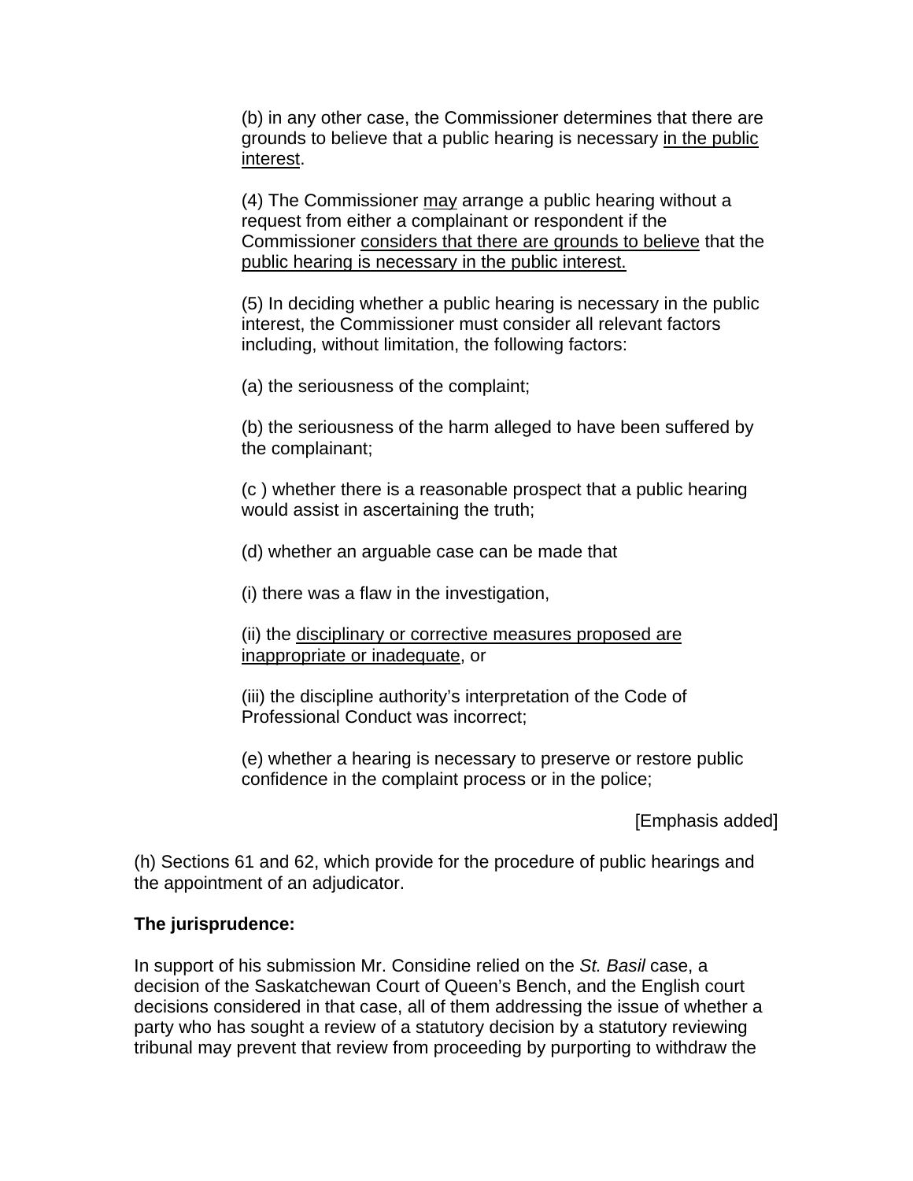(b) in any other case, the Commissioner determines that there are grounds to believe that a public hearing is necessary <u>in the public interest</u>.

(4) The Commissioner <u>may</u> arrange a public hearing without a request from either a complainant or respondent if the Commissioner <u>considers that there are grounds to believe</u> that the <u>public hearing is necessary in the public interest.</u>

(5) In deciding whether a public hearing is necessary in the public interest, the Commissioner must consider all relevant factors including, without limitation, the following factors:

(a) the seriousness of the complaint;

(b) the seriousness of the harm alleged to have been suffered by the complainant;

(c ) whether there is a reasonable prospect that a public hearing would assist in ascertaining the truth;

(d) whether an arguable case can be made that

(i) there was a flaw in the investigation,

(ii) the <u>disciplinary or corrective measures proposed are inappropriate or inadequate</u>, or

(iii) the discipline authority's interpretation of the Code of Professional Conduct was incorrect;

(e) whether a hearing is necessary to preserve or restore public confidence in the complaint process or in the police;

[Emphasis added]

(h) Sections 61 and 62, which provide for the procedure of public hearings and the appointment of an adjudicator.

**The jurisprudence:**

In support of his submission Mr. Considine relied on the *St. Basil* case, a decision of the Saskatchewan Court of Queen's Bench, and the English court decisions considered in that case, all of them addressing the issue of whether a party who has sought a review of a statutory decision by a statutory reviewing tribunal may prevent that review from proceeding by purporting to withdraw the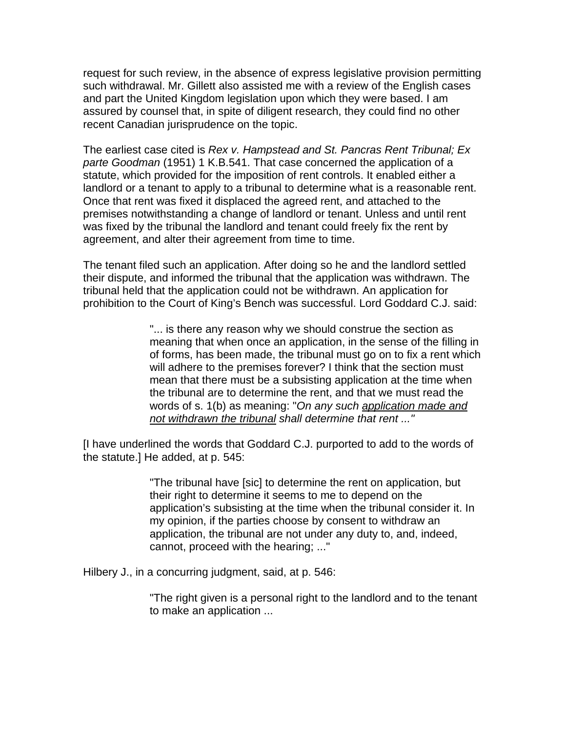request for such review, in the absence of express legislative provision permitting such withdrawal. Mr. Gillett also assisted me with a review of the English cases and part the United Kingdom legislation upon which they were based. I am assured by counsel that, in spite of diligent research, they could find no other recent Canadian jurisprudence on the topic.

The earliest case cited is *Rex v. Hampstead and St. Pancras Rent Tribunal; Ex parte Goodman* (1951) 1 K.B.541. That case concerned the application of a statute, which provided for the imposition of rent controls. It enabled either a landlord or a tenant to apply to a tribunal to determine what is a reasonable rent. Once that rent was fixed it displaced the agreed rent, and attached to the premises notwithstanding a change of landlord or tenant. Unless and until rent was fixed by the tribunal the landlord and tenant could freely fix the rent by agreement, and alter their agreement from time to time.

The tenant filed such an application. After doing so he and the landlord settled their dispute, and informed the tribunal that the application was withdrawn. The tribunal held that the application could not be withdrawn. An application for prohibition to the Court of King's Bench was successful. Lord Goddard C.J. said:

> "... is there any reason why we should construe the section as meaning that when once an application, in the sense of the filling in of forms, has been made, the tribunal must go on to fix a rent which will adhere to the premises forever? I think that the section must mean that there must be a subsisting application at the time when the tribunal are to determine the rent, and that we must read the words of s. 1(b) as meaning: "*On any such <u>application made and not withdrawn the tribunal</u> shall determine that rent ..."*

[I have underlined the words that Goddard C.J. purported to add to the words of the statute.] He added, at p. 545:

> "The tribunal have [sic] to determine the rent on application, but their right to determine it seems to me to depend on the application's subsisting at the time when the tribunal consider it. In my opinion, if the parties choose by consent to withdraw an application, the tribunal are not under any duty to, and, indeed, cannot, proceed with the hearing; ..."

Hilbery J., in a concurring judgment, said, at p. 546:

> "The right given is a personal right to the landlord and to the tenant to make an application ...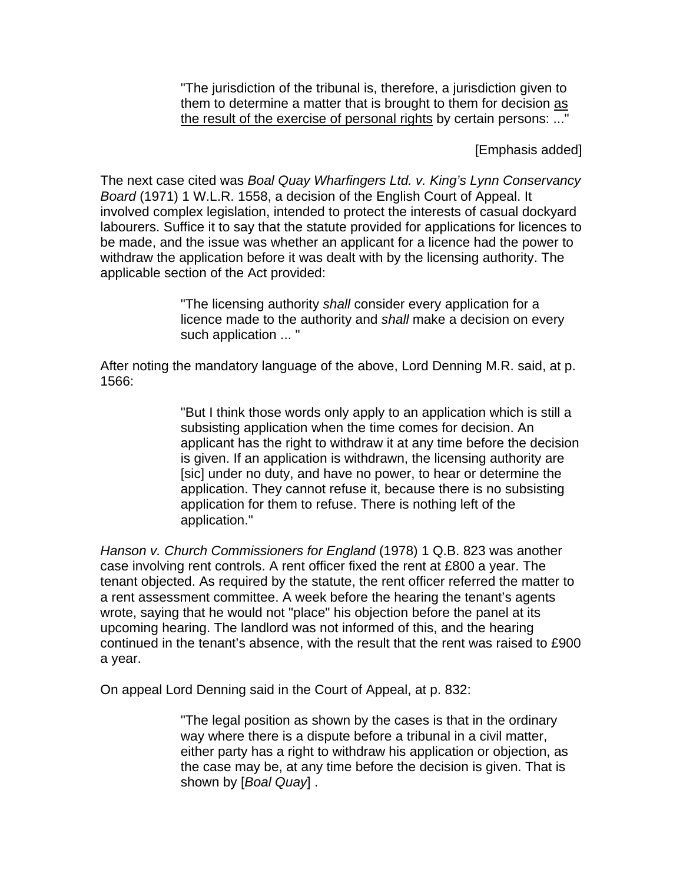> "The jurisdiction of the tribunal is, therefore, a jurisdiction given to them to determine a matter that is brought to them for decision <u>as the result of the exercise of personal rights</u> by certain persons: ..."
>
> [Emphasis added]

The next case cited was *Boal Quay Wharfingers Ltd. v. King's Lynn Conservancy Board* (1971) 1 W.L.R. 1558, a decision of the English Court of Appeal. It involved complex legislation, intended to protect the interests of casual dockyard labourers. Suffice it to say that the statute provided for applications for licences to be made, and the issue was whether an applicant for a licence had the power to withdraw the application before it was dealt with by the licensing authority. The applicable section of the Act provided:

> "The licensing authority *shall* consider every application for a licence made to the authority and *shall* make a decision on every such application ... "

After noting the mandatory language of the above, Lord Denning M.R. said, at p. 1566:

> "But I think those words only apply to an application which is still a subsisting application when the time comes for decision. An applicant has the right to withdraw it at any time before the decision is given. If an application is withdrawn, the licensing authority are [sic] under no duty, and have no power, to hear or determine the application. They cannot refuse it, because there is no subsisting application for them to refuse. There is nothing left of the application."

*Hanson v. Church Commissioners for England* (1978) 1 Q.B. 823 was another case involving rent controls. A rent officer fixed the rent at £800 a year. The tenant objected. As required by the statute, the rent officer referred the matter to a rent assessment committee. A week before the hearing the tenant's agents wrote, saying that he would not "place" his objection before the panel at its upcoming hearing. The landlord was not informed of this, and the hearing continued in the tenant's absence, with the result that the rent was raised to £900 a year.

On appeal Lord Denning said in the Court of Appeal, at p. 832:

> "The legal position as shown by the cases is that in the ordinary way where there is a dispute before a tribunal in a civil matter, either party has a right to withdraw his application or objection, as the case may be, at any time before the decision is given. That is shown by [*Boal Quay*] .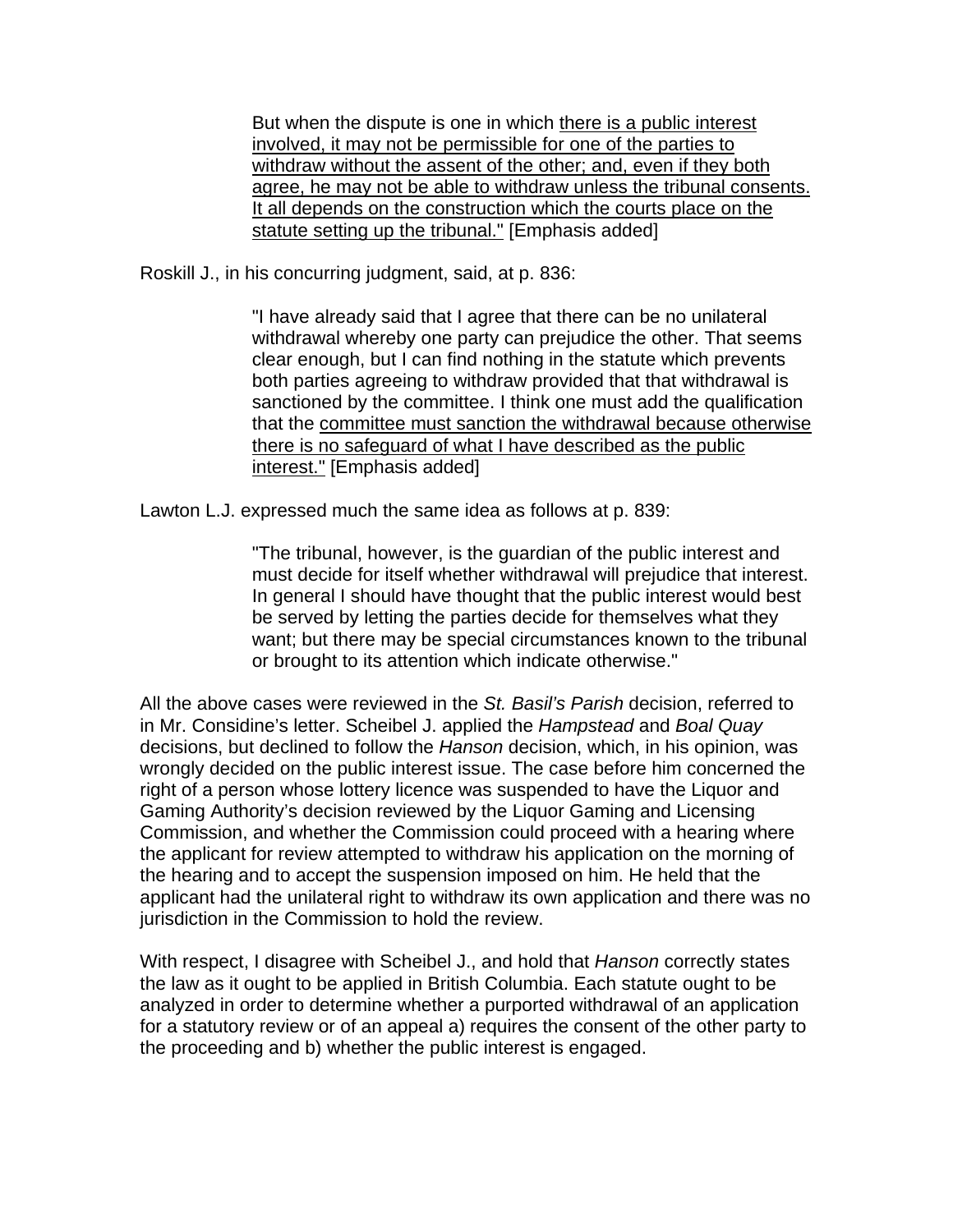> But when the dispute is one in which <u>there is a public interest involved, it may not be permissible for one of the parties to withdraw without the assent of the other; and, even if they both agree, he may not be able to withdraw unless the tribunal consents. It all depends on the construction which the courts place on the statute setting up the tribunal."</u> [Emphasis added]

Roskill J., in his concurring judgment, said, at p. 836:

> "I have already said that I agree that there can be no unilateral withdrawal whereby one party can prejudice the other. That seems clear enough, but I can find nothing in the statute which prevents both parties agreeing to withdraw provided that that withdrawal is sanctioned by the committee. I think one must add the qualification that the <u>committee must sanction the withdrawal because otherwise there is no safeguard of what I have described as the public interest."</u> [Emphasis added]

Lawton L.J. expressed much the same idea as follows at p. 839:

> "The tribunal, however, is the guardian of the public interest and must decide for itself whether withdrawal will prejudice that interest. In general I should have thought that the public interest would best be served by letting the parties decide for themselves what they want; but there may be special circumstances known to the tribunal or brought to its attention which indicate otherwise."

All the above cases were reviewed in the *St. Basil's Parish* decision, referred to in Mr. Considine's letter. Scheibel J. applied the *Hampstead* and *Boal Quay* decisions, but declined to follow the *Hanson* decision, which, in his opinion, was wrongly decided on the public interest issue. The case before him concerned the right of a person whose lottery licence was suspended to have the Liquor and Gaming Authority's decision reviewed by the Liquor Gaming and Licensing Commission, and whether the Commission could proceed with a hearing where the applicant for review attempted to withdraw his application on the morning of the hearing and to accept the suspension imposed on him. He held that the applicant had the unilateral right to withdraw its own application and there was no jurisdiction in the Commission to hold the review.

With respect, I disagree with Scheibel J., and hold that *Hanson* correctly states the law as it ought to be applied in British Columbia. Each statute ought to be analyzed in order to determine whether a purported withdrawal of an application for a statutory review or of an appeal a) requires the consent of the other party to the proceeding and b) whether the public interest is engaged.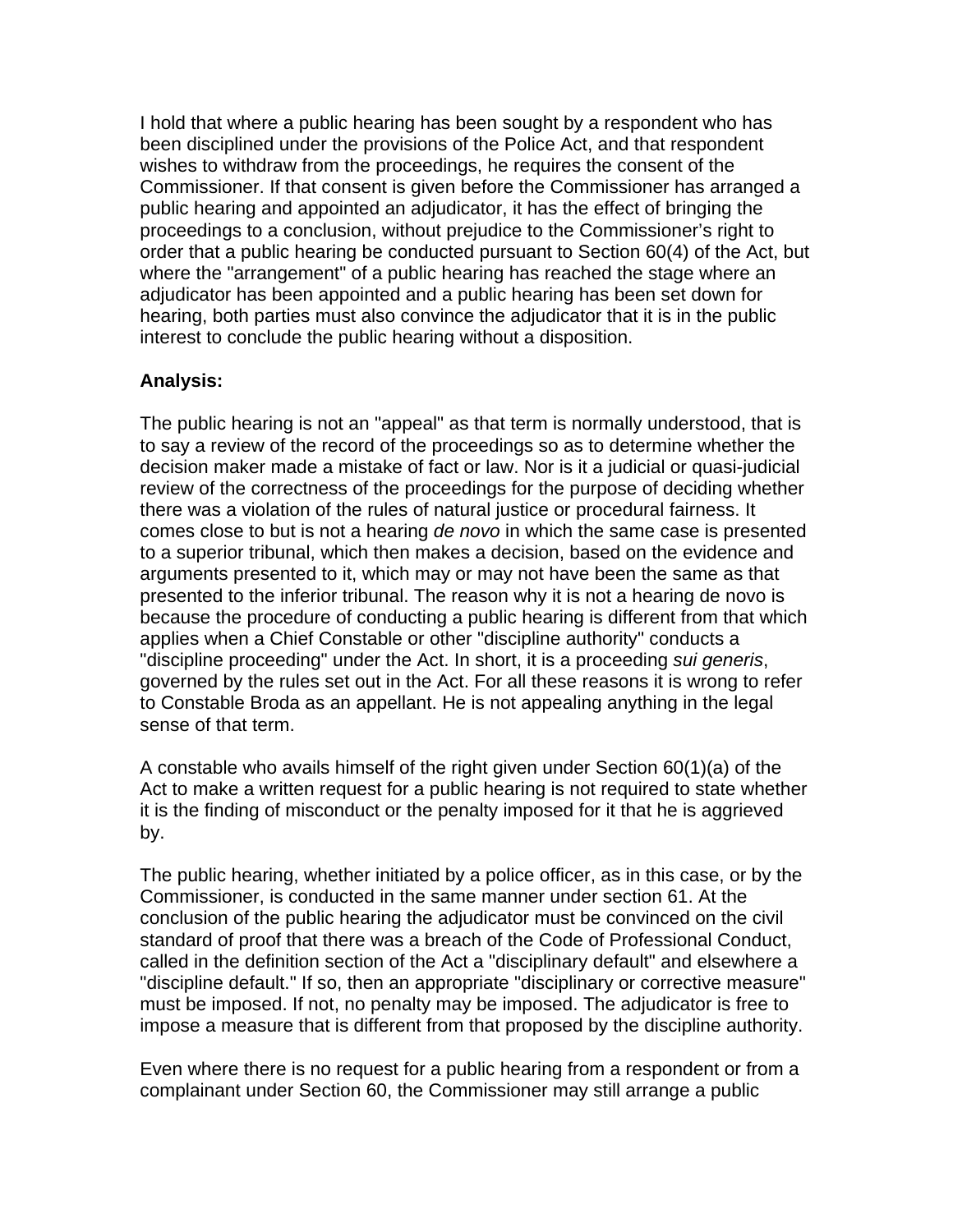I hold that where a public hearing has been sought by a respondent who has been disciplined under the provisions of the Police Act, and that respondent wishes to withdraw from the proceedings, he requires the consent of the Commissioner. If that consent is given before the Commissioner has arranged a public hearing and appointed an adjudicator, it has the effect of bringing the proceedings to a conclusion, without prejudice to the Commissioner's right to order that a public hearing be conducted pursuant to Section 60(4) of the Act, but where the "arrangement" of a public hearing has reached the stage where an adjudicator has been appointed and a public hearing has been set down for hearing, both parties must also convince the adjudicator that it is in the public interest to conclude the public hearing without a disposition.

**Analysis:**

The public hearing is not an "appeal" as that term is normally understood, that is to say a review of the record of the proceedings so as to determine whether the decision maker made a mistake of fact or law. Nor is it a judicial or quasi-judicial review of the correctness of the proceedings for the purpose of deciding whether there was a violation of the rules of natural justice or procedural fairness. It comes close to but is not a hearing *de novo* in which the same case is presented to a superior tribunal, which then makes a decision, based on the evidence and arguments presented to it, which may or may not have been the same as that presented to the inferior tribunal. The reason why it is not a hearing de novo is because the procedure of conducting a public hearing is different from that which applies when a Chief Constable or other "discipline authority" conducts a "discipline proceeding" under the Act. In short, it is a proceeding *sui generis*, governed by the rules set out in the Act. For all these reasons it is wrong to refer to Constable Broda as an appellant. He is not appealing anything in the legal sense of that term.

A constable who avails himself of the right given under Section 60(1)(a) of the Act to make a written request for a public hearing is not required to state whether it is the finding of misconduct or the penalty imposed for it that he is aggrieved by.

The public hearing, whether initiated by a police officer, as in this case, or by the Commissioner, is conducted in the same manner under section 61. At the conclusion of the public hearing the adjudicator must be convinced on the civil standard of proof that there was a breach of the Code of Professional Conduct, called in the definition section of the Act a "disciplinary default" and elsewhere a "discipline default." If so, then an appropriate "disciplinary or corrective measure" must be imposed. If not, no penalty may be imposed. The adjudicator is free to impose a measure that is different from that proposed by the discipline authority.

Even where there is no request for a public hearing from a respondent or from a complainant under Section 60, the Commissioner may still arrange a public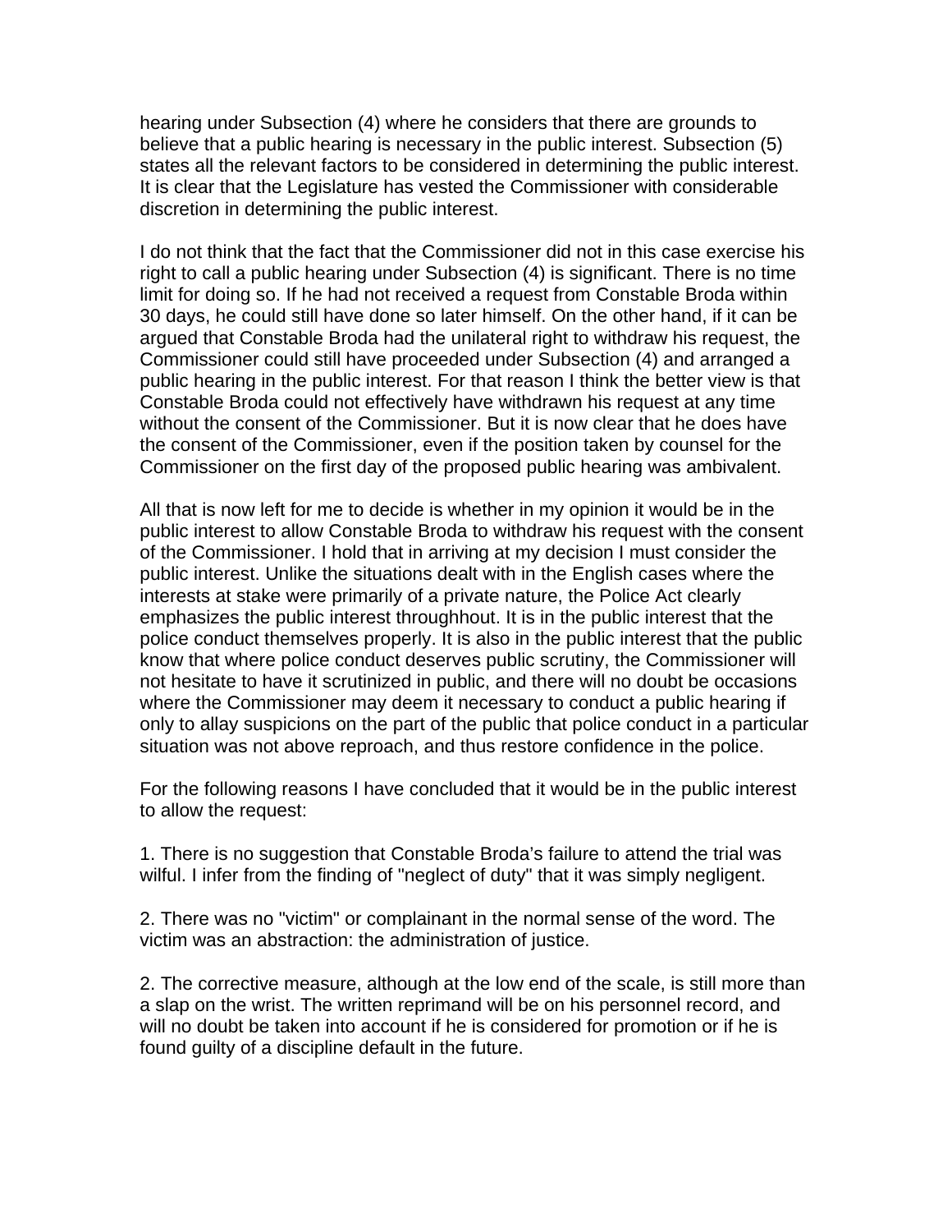hearing under Subsection (4) where he considers that there are grounds to believe that a public hearing is necessary in the public interest. Subsection (5) states all the relevant factors to be considered in determining the public interest. It is clear that the Legislature has vested the Commissioner with considerable discretion in determining the public interest.

I do not think that the fact that the Commissioner did not in this case exercise his right to call a public hearing under Subsection (4) is significant. There is no time limit for doing so. If he had not received a request from Constable Broda within 30 days, he could still have done so later himself. On the other hand, if it can be argued that Constable Broda had the unilateral right to withdraw his request, the Commissioner could still have proceeded under Subsection (4) and arranged a public hearing in the public interest. For that reason I think the better view is that Constable Broda could not effectively have withdrawn his request at any time without the consent of the Commissioner. But it is now clear that he does have the consent of the Commissioner, even if the position taken by counsel for the Commissioner on the first day of the proposed public hearing was ambivalent.

All that is now left for me to decide is whether in my opinion it would be in the public interest to allow Constable Broda to withdraw his request with the consent of the Commissioner. I hold that in arriving at my decision I must consider the public interest. Unlike the situations dealt with in the English cases where the interests at stake were primarily of a private nature, the Police Act clearly emphasizes the public interest throughhout. It is in the public interest that the police conduct themselves properly. It is also in the public interest that the public know that where police conduct deserves public scrutiny, the Commissioner will not hesitate to have it scrutinized in public, and there will no doubt be occasions where the Commissioner may deem it necessary to conduct a public hearing if only to allay suspicions on the part of the public that police conduct in a particular situation was not above reproach, and thus restore confidence in the police.

For the following reasons I have concluded that it would be in the public interest to allow the request:

1. There is no suggestion that Constable Broda's failure to attend the trial was wilful. I infer from the finding of "neglect of duty" that it was simply negligent.

2. There was no "victim" or complainant in the normal sense of the word. The victim was an abstraction: the administration of justice.

2. The corrective measure, although at the low end of the scale, is still more than a slap on the wrist. The written reprimand will be on his personnel record, and will no doubt be taken into account if he is considered for promotion or if he is found guilty of a discipline default in the future.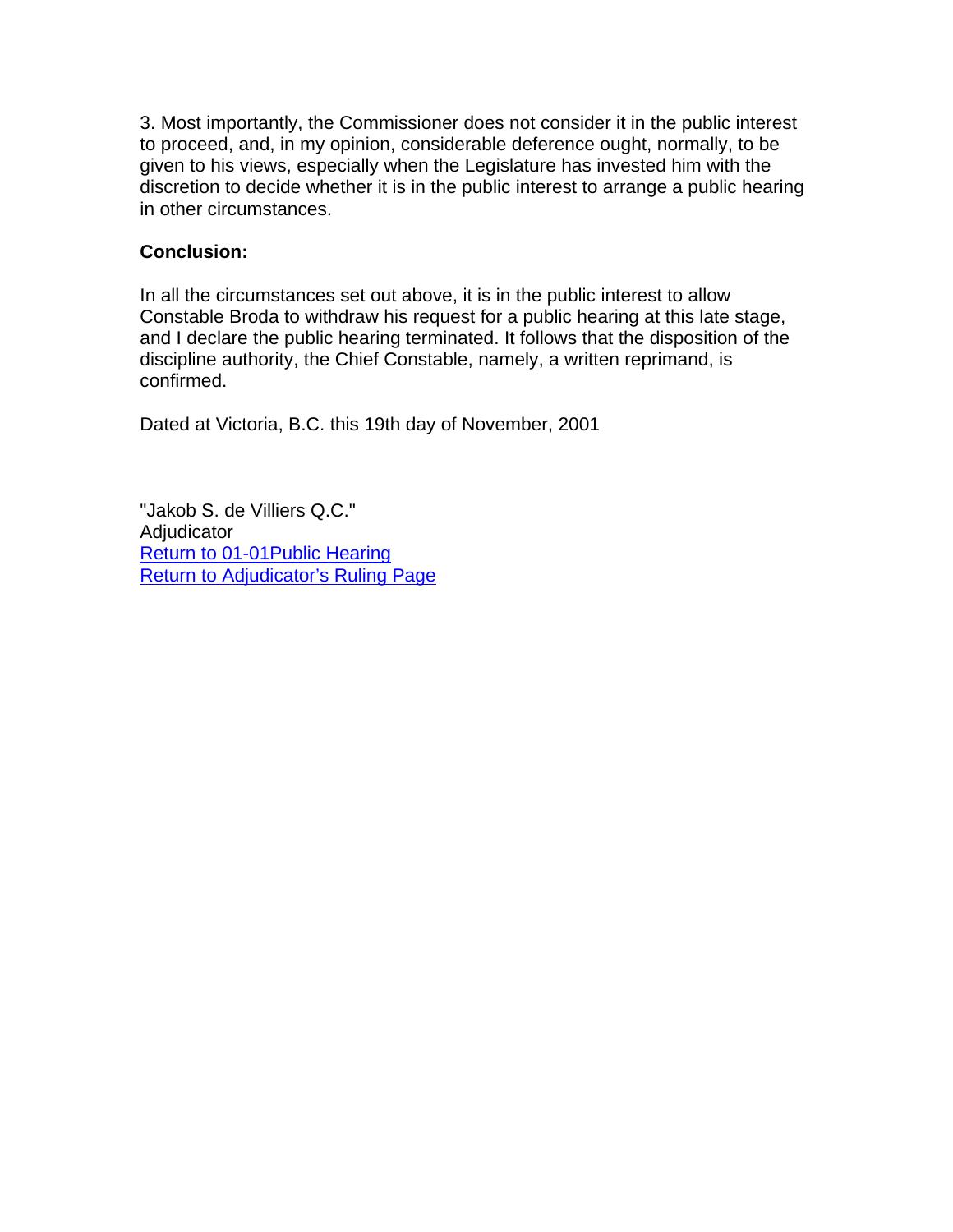3. Most importantly, the Commissioner does not consider it in the public interest to proceed, and, in my opinion, considerable deference ought, normally, to be given to his views, especially when the Legislature has invested him with the discretion to decide whether it is in the public interest to arrange a public hearing in other circumstances.

**Conclusion:**

In all the circumstances set out above, it is in the public interest to allow Constable Broda to withdraw his request for a public hearing at this late stage, and I declare the public hearing terminated. It follows that the disposition of the discipline authority, the Chief Constable, namely, a written reprimand, is confirmed.

Dated at Victoria, B.C. this 19th day of November, 2001

"Jakob S. de Villiers Q.C."
Adjudicator
Return to 01-01Public Hearing
Return to Adjudicator's Ruling Page